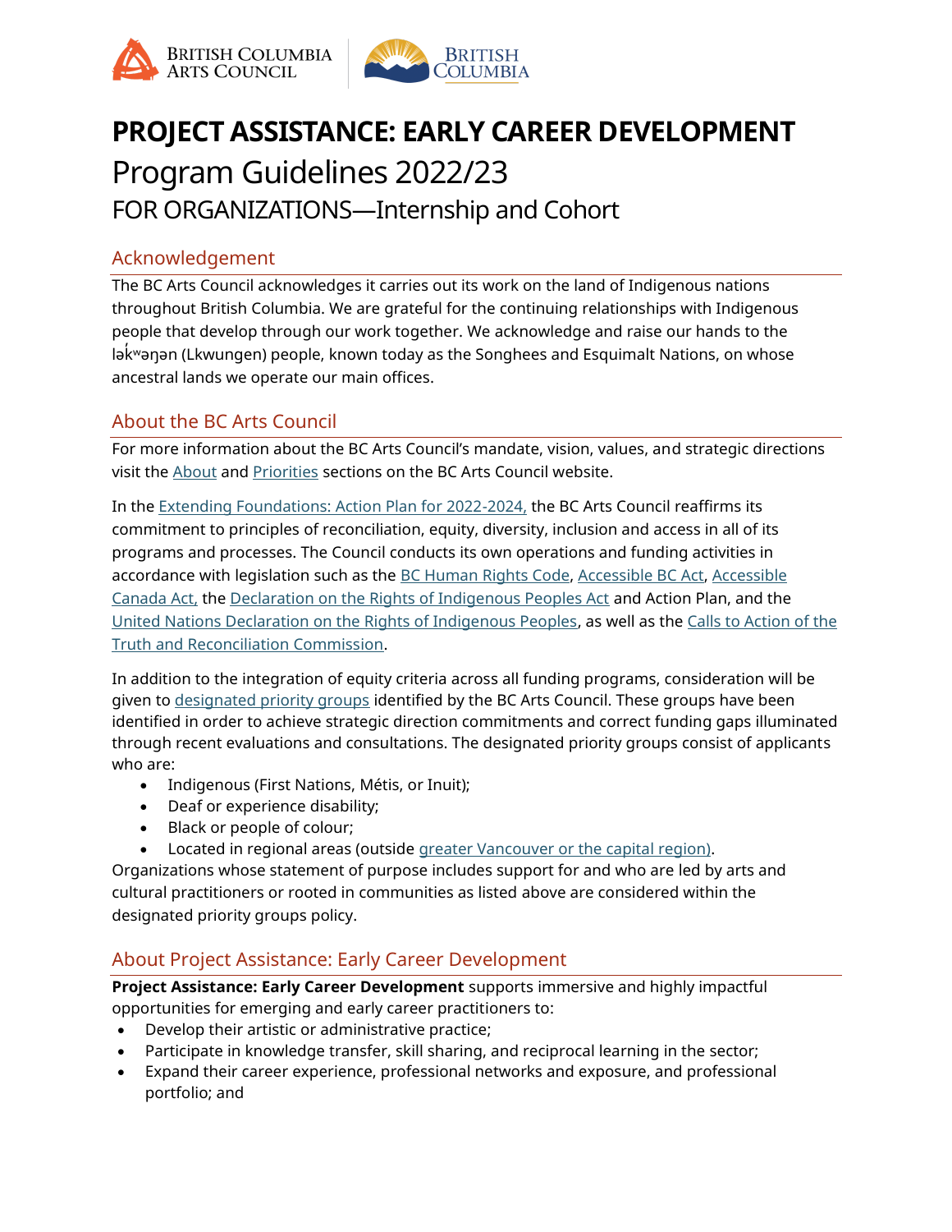# PROJECT ASSISTANCE: EARLY CAREER DEVELOPMENT

## Program Guidelines 2022/23

### FOR ORGANIZATIONS—Internship and Cohort

## Acknowledgement

The BC Arts Council acknowledges it carries out its work on the land of Indigenous nations throughout British Columbia. We are grateful for the continuing relationships with Indigenous people that develop through our work together. We acknowledge and raise our hands to the lək̓ʷəŋən (Lkwungen) people, known today as the Songhees and Esquimalt Nations, on whose ancestral lands we operate our main offices.

## About the BC Arts Council

For more information about the BC Arts Council's mandate, vision, values, and strategic directions visit the About and Priorities sections on the BC Arts Council website.

In the Extending Foundations: Action Plan for 2022-2024, the BC Arts Council reaffirms its commitment to principles of reconciliation, equity, diversity, inclusion and access in all of its programs and processes. The Council conducts its own operations and funding activities in accordance with legislation such as the BC Human Rights Code, Accessible BC Act, Accessible Canada Act, the Declaration on the Rights of Indigenous Peoples Act and Action Plan, and the United Nations Declaration on the Rights of Indigenous Peoples, as well as the Calls to Action of the Truth and Reconciliation Commission.

In addition to the integration of equity criteria across all funding programs, consideration will be given to designated priority groups identified by the BC Arts Council. These groups have been identified in order to achieve strategic direction commitments and correct funding gaps illuminated through recent evaluations and consultations. The designated priority groups consist of applicants who are:

- Indigenous (First Nations, Métis, or Inuit);
- Deaf or experience disability;
- Black or people of colour;
- Located in regional areas (outside greater Vancouver or the capital region).

Organizations whose statement of purpose includes support for and who are led by arts and cultural practitioners or rooted in communities as listed above are considered within the designated priority groups policy.

## About Project Assistance: Early Career Development

**Project Assistance: Early Career Development** supports immersive and highly impactful opportunities for emerging and early career practitioners to:

- Develop their artistic or administrative practice;
- Participate in knowledge transfer, skill sharing, and reciprocal learning in the sector;
- Expand their career experience, professional networks and exposure, and professional portfolio; and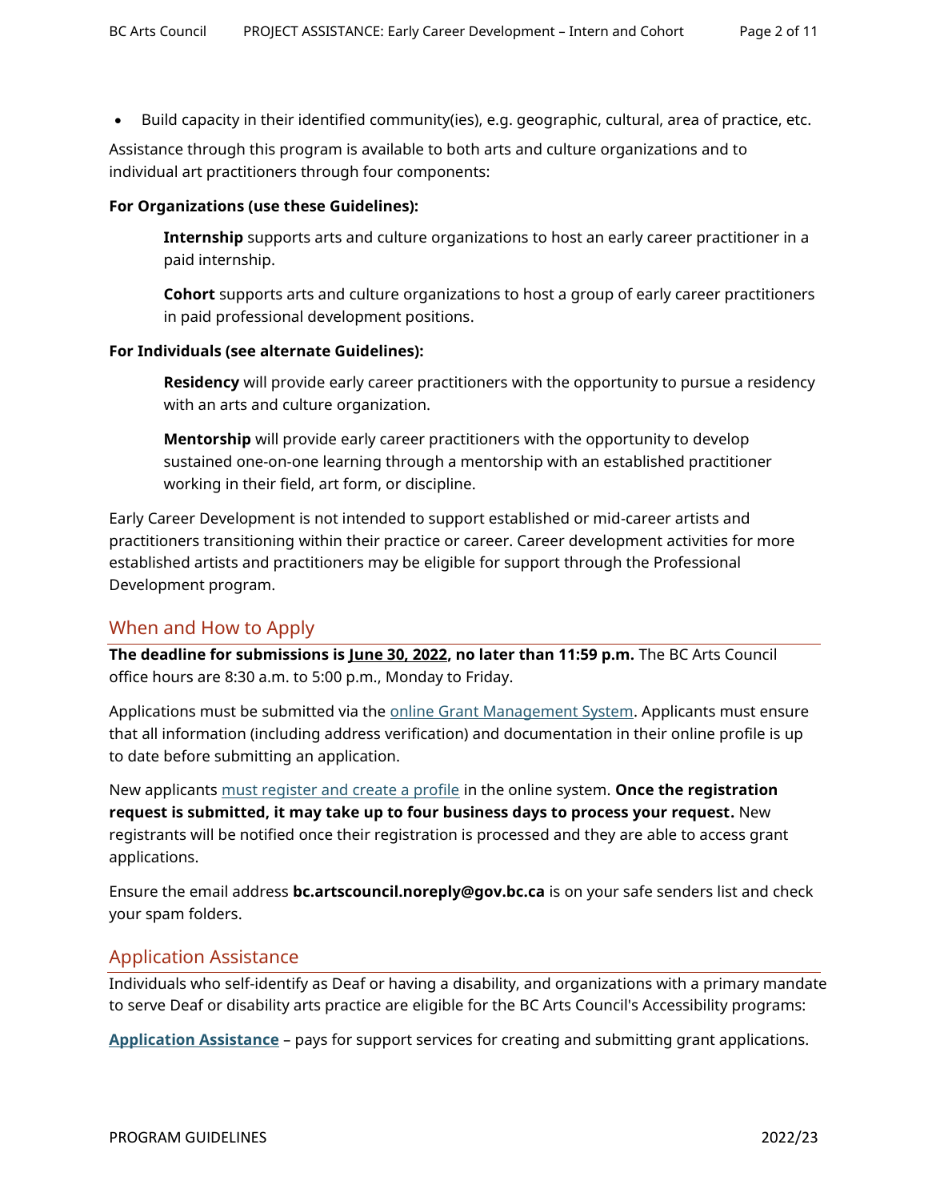- Build capacity in their identified community(ies), e.g. geographic, cultural, area of practice, etc.

Assistance through this program is available to both arts and culture organizations and to individual art practitioners through four components:

**For Organizations (use these Guidelines):**

> **Internship** supports arts and culture organizations to host an early career practitioner in a paid internship.
>
> **Cohort** supports arts and culture organizations to host a group of early career practitioners in paid professional development positions.

**For Individuals (see alternate Guidelines):**

> **Residency** will provide early career practitioners with the opportunity to pursue a residency with an arts and culture organization.
>
> **Mentorship** will provide early career practitioners with the opportunity to develop sustained one-on-one learning through a mentorship with an established practitioner working in their field, art form, or discipline.

Early Career Development is not intended to support established or mid-career artists and practitioners transitioning within their practice or career. Career development activities for more established artists and practitioners may be eligible for support through the Professional Development program.

## When and How to Apply

**The deadline for submissions is June 30, 2022, no later than 11:59 p.m.** The BC Arts Council office hours are 8:30 a.m. to 5:00 p.m., Monday to Friday.

Applications must be submitted via the online Grant Management System. Applicants must ensure that all information (including address verification) and documentation in their online profile is up to date before submitting an application.

New applicants must register and create a profile in the online system. **Once the registration request is submitted, it may take up to four business days to process your request.** New registrants will be notified once their registration is processed and they are able to access grant applications.

Ensure the email address **bc.artscouncil.noreply@gov.bc.ca** is on your safe senders list and check your spam folders.

## Application Assistance

Individuals who self-identify as Deaf or having a disability, and organizations with a primary mandate to serve Deaf or disability arts practice are eligible for the BC Arts Council's Accessibility programs:

**Application Assistance** – pays for support services for creating and submitting grant applications.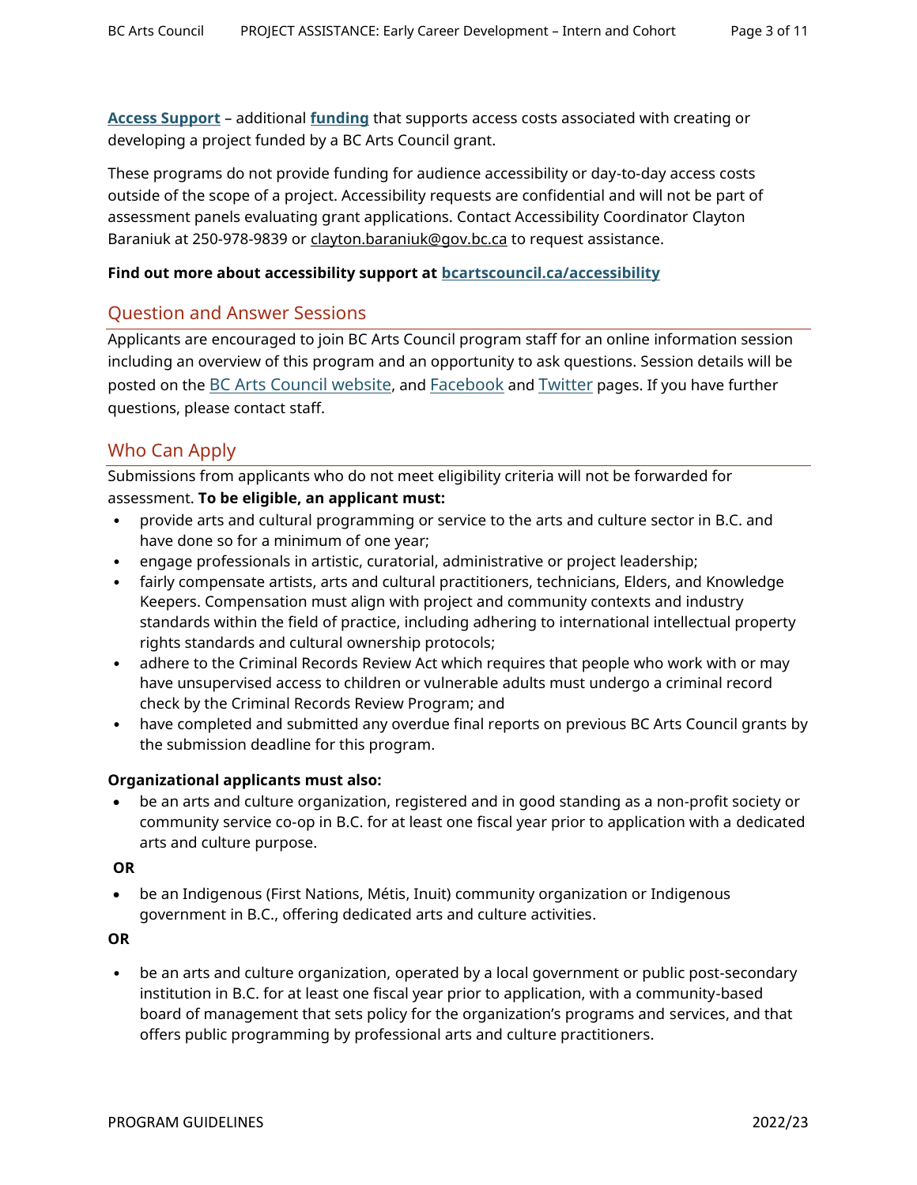**Access Support** – additional **funding** that supports access costs associated with creating or developing a project funded by a BC Arts Council grant.

These programs do not provide funding for audience accessibility or day-to-day access costs outside of the scope of a project. Accessibility requests are confidential and will not be part of assessment panels evaluating grant applications. Contact Accessibility Coordinator Clayton Baraniuk at 250-978-9839 or clayton.baraniuk@gov.bc.ca to request assistance.

**Find out more about accessibility support at bcartscouncil.ca/accessibility**

## Question and Answer Sessions

Applicants are encouraged to join BC Arts Council program staff for an online information session including an overview of this program and an opportunity to ask questions. Session details will be posted on the BC Arts Council website, and Facebook and Twitter pages. If you have further questions, please contact staff.

## Who Can Apply

Submissions from applicants who do not meet eligibility criteria will not be forwarded for assessment. **To be eligible, an applicant must:**

- provide arts and cultural programming or service to the arts and culture sector in B.C. and have done so for a minimum of one year;
- engage professionals in artistic, curatorial, administrative or project leadership;
- fairly compensate artists, arts and cultural practitioners, technicians, Elders, and Knowledge Keepers. Compensation must align with project and community contexts and industry standards within the field of practice, including adhering to international intellectual property rights standards and cultural ownership protocols;
- adhere to the Criminal Records Review Act which requires that people who work with or may have unsupervised access to children or vulnerable adults must undergo a criminal record check by the Criminal Records Review Program; and
- have completed and submitted any overdue final reports on previous BC Arts Council grants by the submission deadline for this program.

**Organizational applicants must also:**

- be an arts and culture organization, registered and in good standing as a non-profit society or community service co-op in B.C. for at least one fiscal year prior to application with a dedicated arts and culture purpose.

**OR**

- be an Indigenous (First Nations, Métis, Inuit) community organization or Indigenous government in B.C., offering dedicated arts and culture activities.

**OR**

- be an arts and culture organization, operated by a local government or public post-secondary institution in B.C. for at least one fiscal year prior to application, with a community-based board of management that sets policy for the organization's programs and services, and that offers public programming by professional arts and culture practitioners.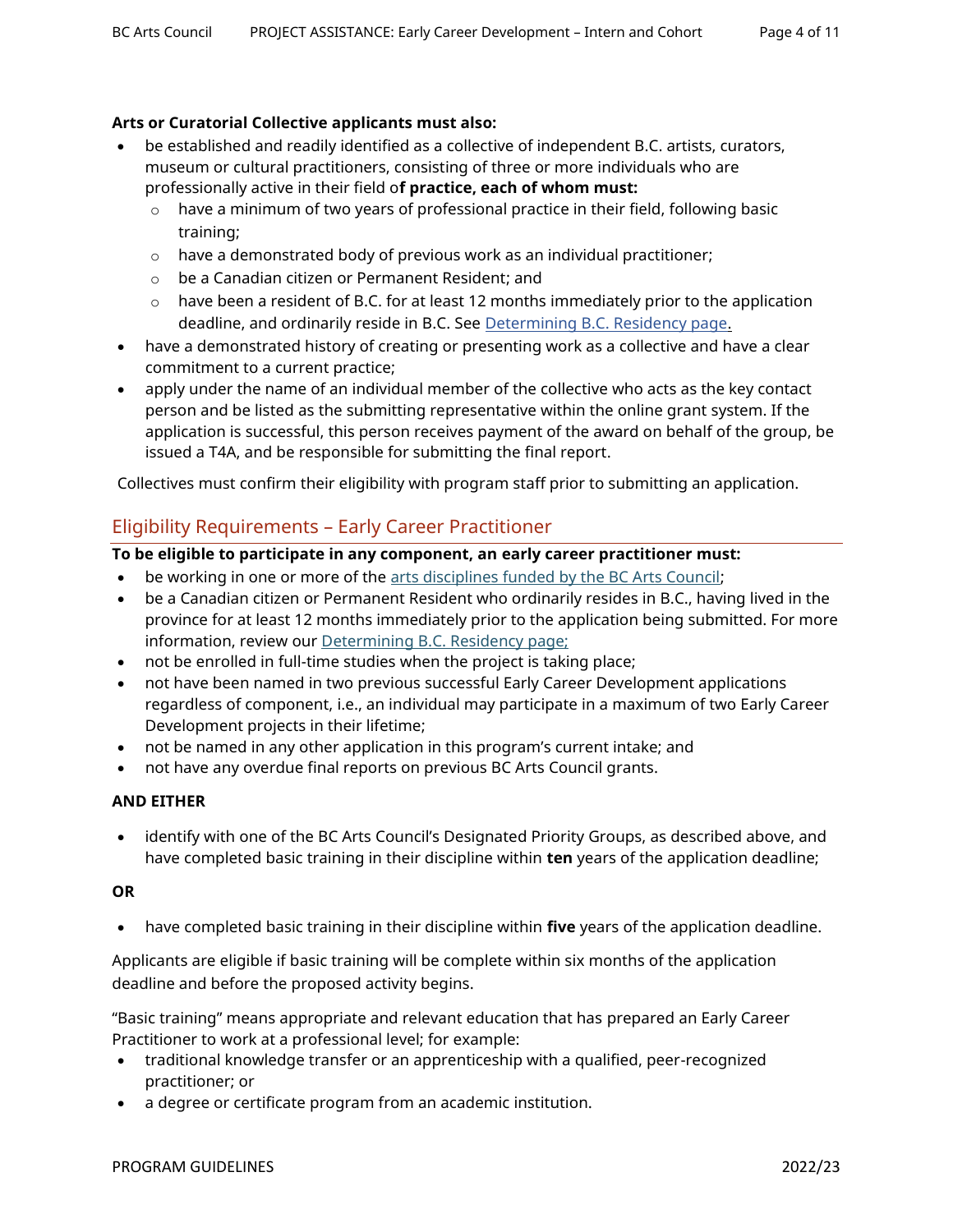**Arts or Curatorial Collective applicants must also:**

- be established and readily identified as a collective of independent B.C. artists, curators, museum or cultural practitioners, consisting of three or more individuals who are professionally active in their field o**f practice, each of whom must:**
  - have a minimum of two years of professional practice in their field, following basic training;
  - have a demonstrated body of previous work as an individual practitioner;
  - be a Canadian citizen or Permanent Resident; and
  - have been a resident of B.C. for at least 12 months immediately prior to the application deadline, and ordinarily reside in B.C. See Determining B.C. Residency page.
- have a demonstrated history of creating or presenting work as a collective and have a clear commitment to a current practice;
- apply under the name of an individual member of the collective who acts as the key contact person and be listed as the submitting representative within the online grant system. If the application is successful, this person receives payment of the award on behalf of the group, be issued a T4A, and be responsible for submitting the final report.

Collectives must confirm their eligibility with program staff prior to submitting an application.

## Eligibility Requirements – Early Career Practitioner

**To be eligible to participate in any component, an early career practitioner must:**

- be working in one or more of the arts disciplines funded by the BC Arts Council;
- be a Canadian citizen or Permanent Resident who ordinarily resides in B.C., having lived in the province for at least 12 months immediately prior to the application being submitted. For more information, review our Determining B.C. Residency page;
- not be enrolled in full-time studies when the project is taking place;
- not have been named in two previous successful Early Career Development applications regardless of component, i.e., an individual may participate in a maximum of two Early Career Development projects in their lifetime;
- not be named in any other application in this program's current intake; and
- not have any overdue final reports on previous BC Arts Council grants.

**AND EITHER**

- identify with one of the BC Arts Council's Designated Priority Groups, as described above, and have completed basic training in their discipline within **ten** years of the application deadline;

**OR**

- have completed basic training in their discipline within **five** years of the application deadline.

Applicants are eligible if basic training will be complete within six months of the application deadline and before the proposed activity begins.

"Basic training" means appropriate and relevant education that has prepared an Early Career Practitioner to work at a professional level; for example:

- traditional knowledge transfer or an apprenticeship with a qualified, peer-recognized practitioner; or
- a degree or certificate program from an academic institution.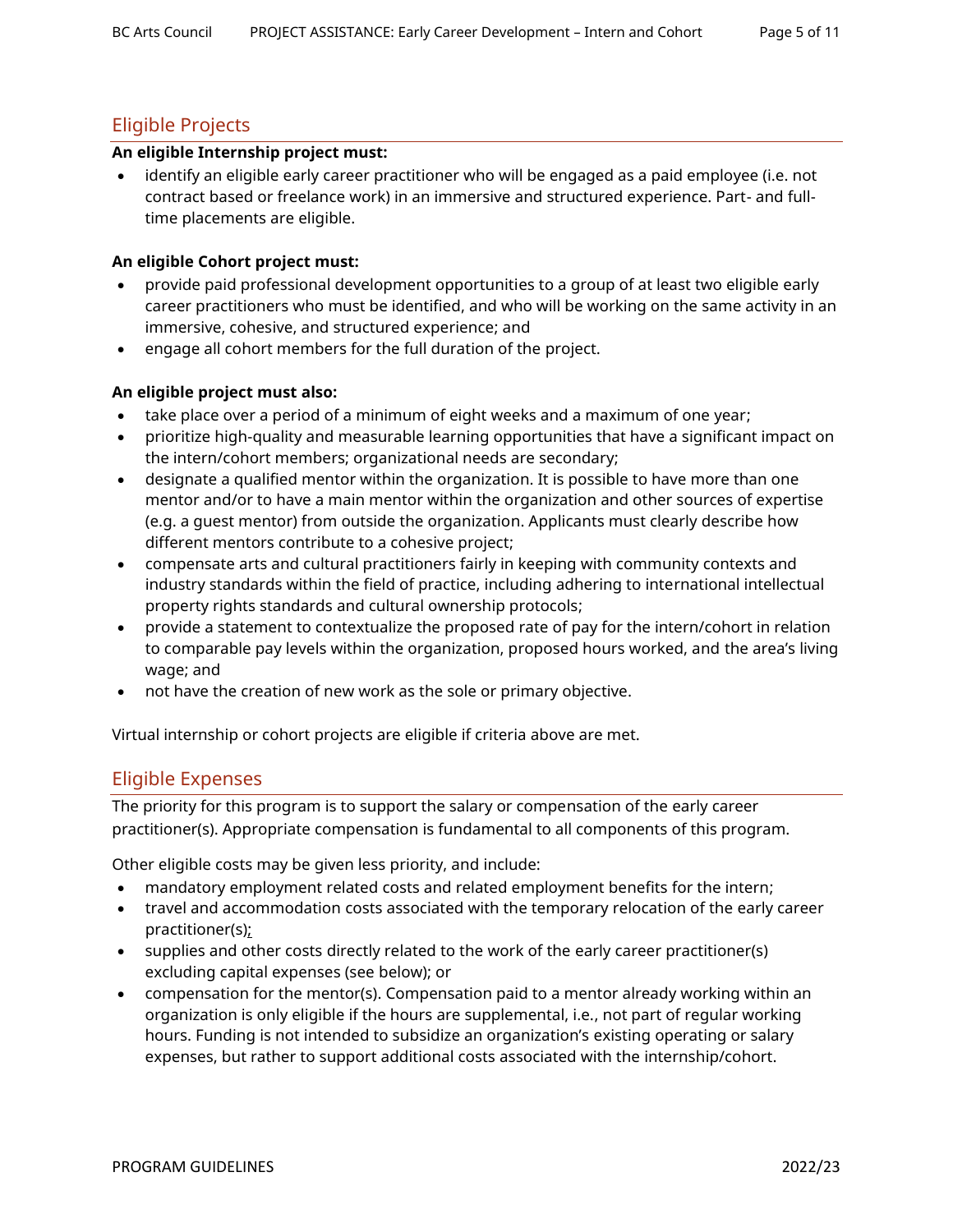## Eligible Projects

**An eligible Internship project must:**

- identify an eligible early career practitioner who will be engaged as a paid employee (i.e. not contract based or freelance work) in an immersive and structured experience. Part- and full-time placements are eligible.

**An eligible Cohort project must:**

- provide paid professional development opportunities to a group of at least two eligible early career practitioners who must be identified, and who will be working on the same activity in an immersive, cohesive, and structured experience; and
- engage all cohort members for the full duration of the project.

**An eligible project must also:**

- take place over a period of a minimum of eight weeks and a maximum of one year;
- prioritize high-quality and measurable learning opportunities that have a significant impact on the intern/cohort members; organizational needs are secondary;
- designate a qualified mentor within the organization. It is possible to have more than one mentor and/or to have a main mentor within the organization and other sources of expertise (e.g. a guest mentor) from outside the organization. Applicants must clearly describe how different mentors contribute to a cohesive project;
- compensate arts and cultural practitioners fairly in keeping with community contexts and industry standards within the field of practice, including adhering to international intellectual property rights standards and cultural ownership protocols;
- provide a statement to contextualize the proposed rate of pay for the intern/cohort in relation to comparable pay levels within the organization, proposed hours worked, and the area's living wage; and
- not have the creation of new work as the sole or primary objective.

Virtual internship or cohort projects are eligible if criteria above are met.

## Eligible Expenses

The priority for this program is to support the salary or compensation of the early career practitioner(s). Appropriate compensation is fundamental to all components of this program.

Other eligible costs may be given less priority, and include:

- mandatory employment related costs and related employment benefits for the intern;
- travel and accommodation costs associated with the temporary relocation of the early career practitioner(s);
- supplies and other costs directly related to the work of the early career practitioner(s) excluding capital expenses (see below); or
- compensation for the mentor(s). Compensation paid to a mentor already working within an organization is only eligible if the hours are supplemental, i.e., not part of regular working hours. Funding is not intended to subsidize an organization's existing operating or salary expenses, but rather to support additional costs associated with the internship/cohort.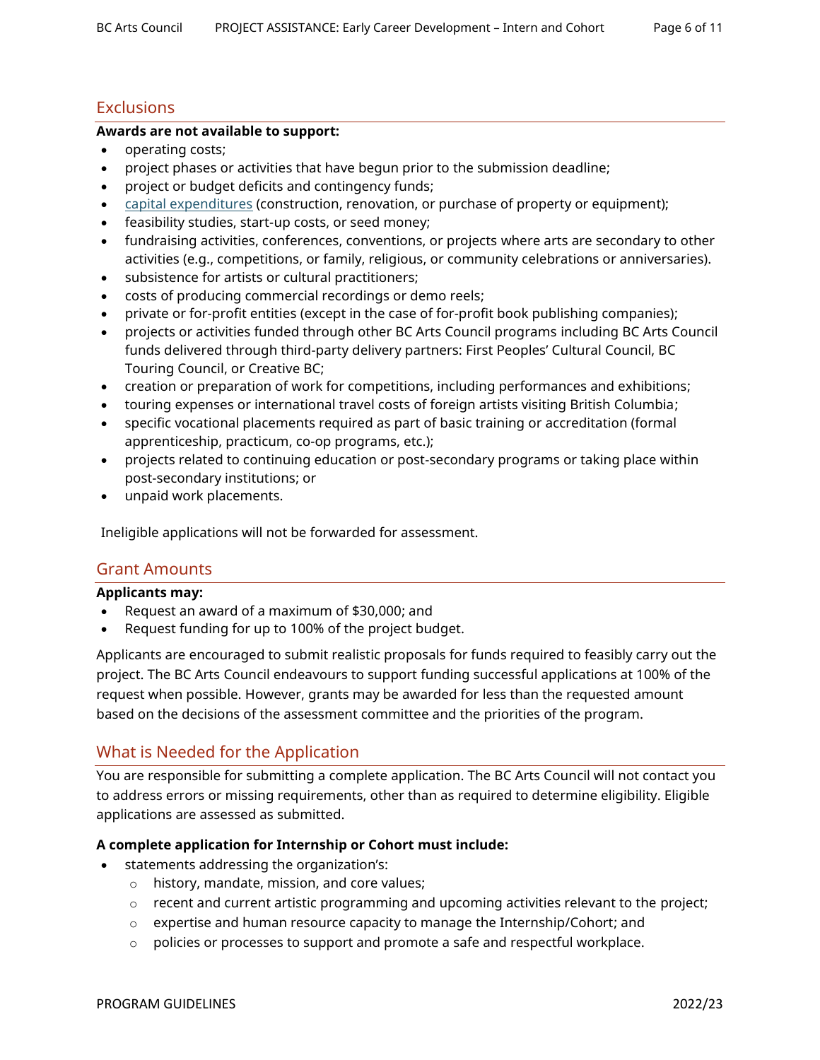## Exclusions

**Awards are not available to support:**

- operating costs;
- project phases or activities that have begun prior to the submission deadline;
- project or budget deficits and contingency funds;
- capital expenditures (construction, renovation, or purchase of property or equipment);
- feasibility studies, start-up costs, or seed money;
- fundraising activities, conferences, conventions, or projects where arts are secondary to other activities (e.g., competitions, or family, religious, or community celebrations or anniversaries).
- subsistence for artists or cultural practitioners;
- costs of producing commercial recordings or demo reels;
- private or for-profit entities (except in the case of for-profit book publishing companies);
- projects or activities funded through other BC Arts Council programs including BC Arts Council funds delivered through third-party delivery partners: First Peoples' Cultural Council, BC Touring Council, or Creative BC;
- creation or preparation of work for competitions, including performances and exhibitions;
- touring expenses or international travel costs of foreign artists visiting British Columbia;
- specific vocational placements required as part of basic training or accreditation (formal apprenticeship, practicum, co-op programs, etc.);
- projects related to continuing education or post-secondary programs or taking place within post-secondary institutions; or
- unpaid work placements.

Ineligible applications will not be forwarded for assessment.

## Grant Amounts

**Applicants may:**

- Request an award of a maximum of $30,000; and
- Request funding for up to 100% of the project budget.

Applicants are encouraged to submit realistic proposals for funds required to feasibly carry out the project. The BC Arts Council endeavours to support funding successful applications at 100% of the request when possible. However, grants may be awarded for less than the requested amount based on the decisions of the assessment committee and the priorities of the program.

## What is Needed for the Application

You are responsible for submitting a complete application. The BC Arts Council will not contact you to address errors or missing requirements, other than as required to determine eligibility. Eligible applications are assessed as submitted.

**A complete application for Internship or Cohort must include:**

- statements addressing the organization's:
  - history, mandate, mission, and core values;
  - recent and current artistic programming and upcoming activities relevant to the project;
  - expertise and human resource capacity to manage the Internship/Cohort; and
  - policies or processes to support and promote a safe and respectful workplace.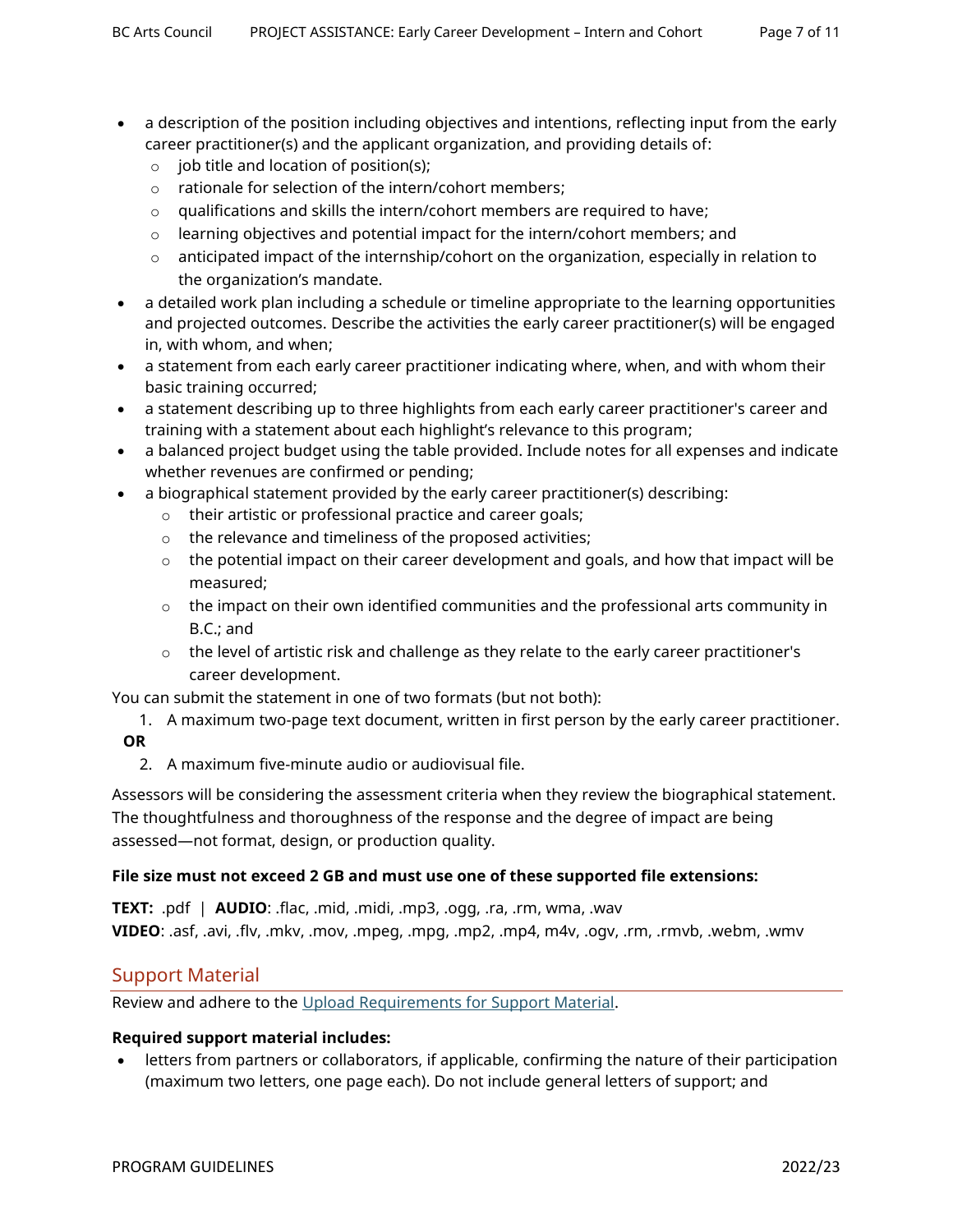- a description of the position including objectives and intentions, reflecting input from the early career practitioner(s) and the applicant organization, and providing details of:
  - job title and location of position(s);
  - rationale for selection of the intern/cohort members;
  - qualifications and skills the intern/cohort members are required to have;
  - learning objectives and potential impact for the intern/cohort members; and
  - anticipated impact of the internship/cohort on the organization, especially in relation to the organization's mandate.
- a detailed work plan including a schedule or timeline appropriate to the learning opportunities and projected outcomes. Describe the activities the early career practitioner(s) will be engaged in, with whom, and when;
- a statement from each early career practitioner indicating where, when, and with whom their basic training occurred;
- a statement describing up to three highlights from each early career practitioner's career and training with a statement about each highlight's relevance to this program;
- a balanced project budget using the table provided. Include notes for all expenses and indicate whether revenues are confirmed or pending;
- a biographical statement provided by the early career practitioner(s) describing:
  - their artistic or professional practice and career goals;
  - the relevance and timeliness of the proposed activities;
  - the potential impact on their career development and goals, and how that impact will be measured;
  - the impact on their own identified communities and the professional arts community in B.C.; and
  - the level of artistic risk and challenge as they relate to the early career practitioner's career development.

You can submit the statement in one of two formats (but not both):

1. A maximum two-page text document, written in first person by the early career practitioner.

**OR**

2. A maximum five-minute audio or audiovisual file.

Assessors will be considering the assessment criteria when they review the biographical statement. The thoughtfulness and thoroughness of the response and the degree of impact are being assessed—not format, design, or production quality.

**File size must not exceed 2 GB and must use one of these supported file extensions:**

**TEXT:** .pdf | **AUDIO**: .flac, .mid, .midi, .mp3, .ogg, .ra, .rm, wma, .wav
**VIDEO**: .asf, .avi, .flv, .mkv, .mov, .mpeg, .mpg, .mp2, .mp4, m4v, .ogv, .rm, .rmvb, .webm, .wmv

## Support Material

Review and adhere to the Upload Requirements for Support Material.

**Required support material includes:**

- letters from partners or collaborators, if applicable, confirming the nature of their participation (maximum two letters, one page each). Do not include general letters of support; and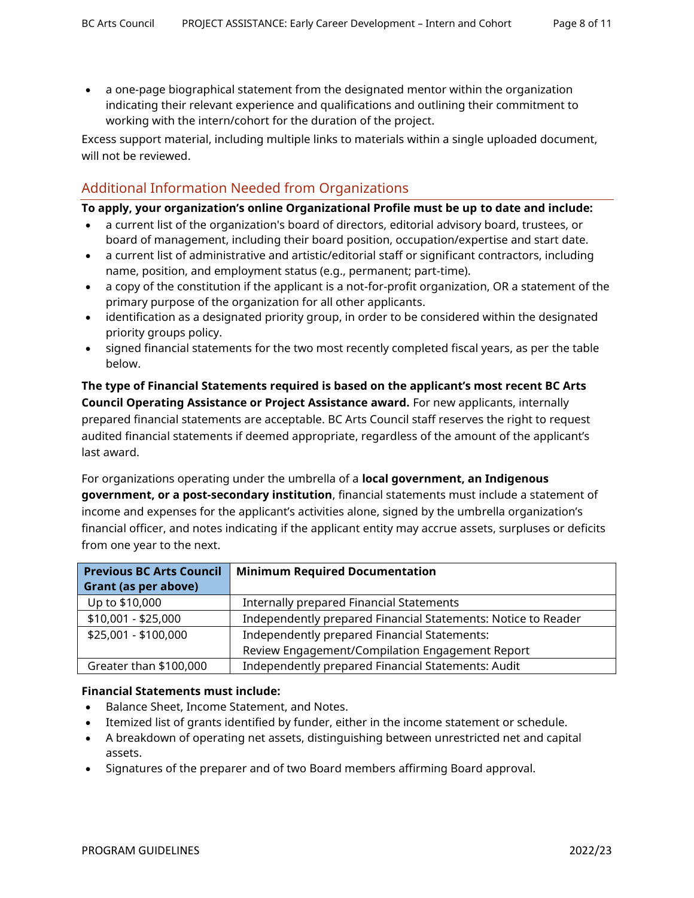- a one-page biographical statement from the designated mentor within the organization indicating their relevant experience and qualifications and outlining their commitment to working with the intern/cohort for the duration of the project.

Excess support material, including multiple links to materials within a single uploaded document, will not be reviewed.

## Additional Information Needed from Organizations

**To apply, your organization's online Organizational Profile must be up to date and include:**

- a current list of the organization's board of directors, editorial advisory board, trustees, or board of management, including their board position, occupation/expertise and start date.
- a current list of administrative and artistic/editorial staff or significant contractors, including name, position, and employment status (e.g., permanent; part-time).
- a copy of the constitution if the applicant is a not-for-profit organization, OR a statement of the primary purpose of the organization for all other applicants.
- identification as a designated priority group, in order to be considered within the designated priority groups policy.
- signed financial statements for the two most recently completed fiscal years, as per the table below.

**The type of Financial Statements required is based on the applicant's most recent BC Arts Council Operating Assistance or Project Assistance award.** For new applicants, internally prepared financial statements are acceptable. BC Arts Council staff reserves the right to request audited financial statements if deemed appropriate, regardless of the amount of the applicant's last award.

For organizations operating under the umbrella of a **local government, an Indigenous government, or a post-secondary institution**, financial statements must include a statement of income and expenses for the applicant's activities alone, signed by the umbrella organization's financial officer, and notes indicating if the applicant entity may accrue assets, surpluses or deficits from one year to the next.

| Previous BC Arts Council Grant (as per above) | Minimum Required Documentation |
|---|---|
| Up to $10,000 | Internally prepared Financial Statements |
| $10,001 - $25,000 | Independently prepared Financial Statements: Notice to Reader |
| $25,001 - $100,000 | Independently prepared Financial Statements: Review Engagement/Compilation Engagement Report |
| Greater than $100,000 | Independently prepared Financial Statements: Audit |

**Financial Statements must include:**

- Balance Sheet, Income Statement, and Notes.
- Itemized list of grants identified by funder, either in the income statement or schedule.
- A breakdown of operating net assets, distinguishing between unrestricted net and capital assets.
- Signatures of the preparer and of two Board members affirming Board approval.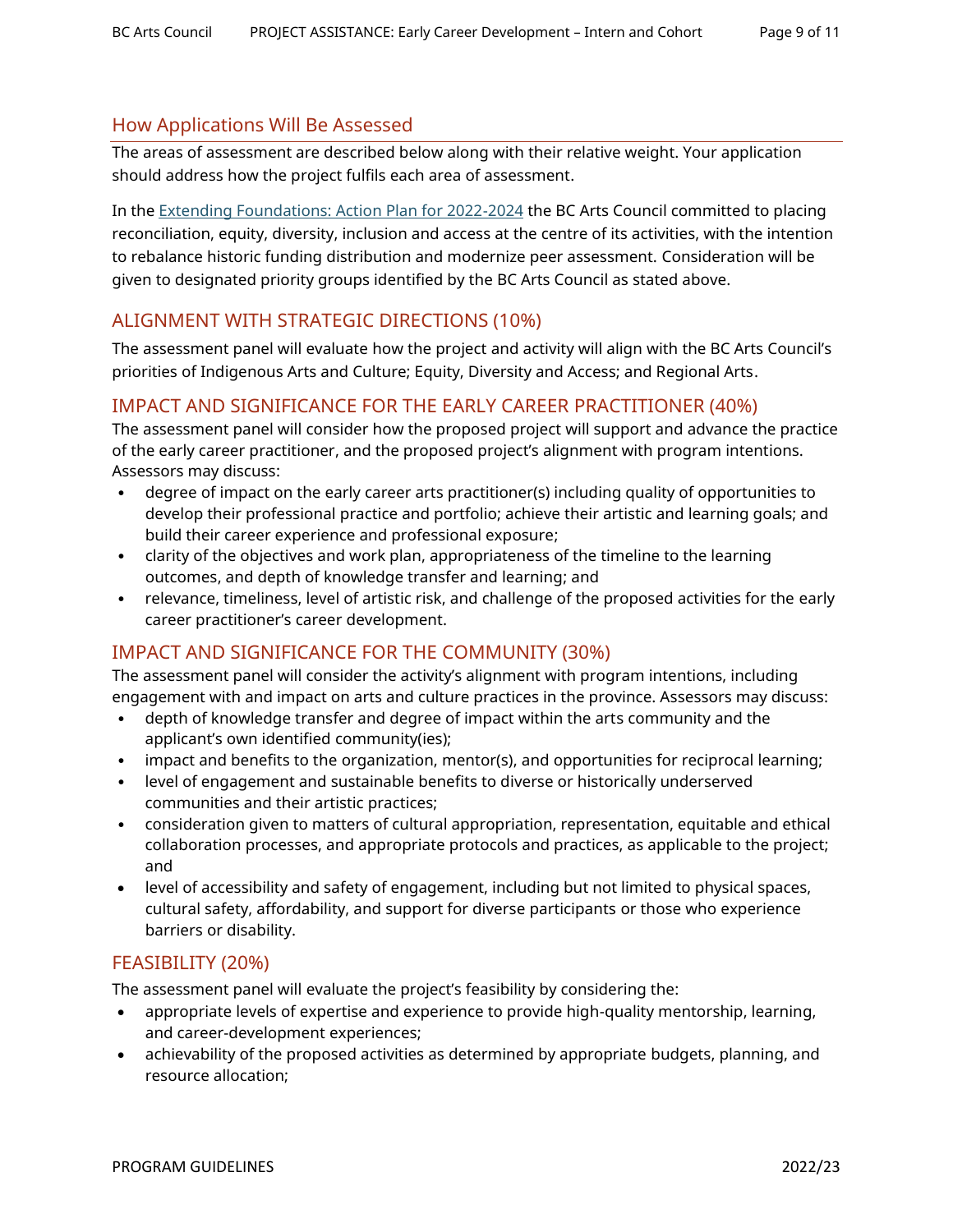## How Applications Will Be Assessed

The areas of assessment are described below along with their relative weight. Your application should address how the project fulfils each area of assessment.

In the [Extending Foundations: Action Plan for 2022-2024](#) the BC Arts Council committed to placing reconciliation, equity, diversity, inclusion and access at the centre of its activities, with the intention to rebalance historic funding distribution and modernize peer assessment. Consideration will be given to designated priority groups identified by the BC Arts Council as stated above.

### ALIGNMENT WITH STRATEGIC DIRECTIONS (10%)

The assessment panel will evaluate how the project and activity will align with the BC Arts Council's priorities of Indigenous Arts and Culture; Equity, Diversity and Access; and Regional Arts.

### IMPACT AND SIGNIFICANCE FOR THE EARLY CAREER PRACTITIONER (40%)

The assessment panel will consider how the proposed project will support and advance the practice of the early career practitioner, and the proposed project's alignment with program intentions. Assessors may discuss:

- degree of impact on the early career arts practitioner(s) including quality of opportunities to develop their professional practice and portfolio; achieve their artistic and learning goals; and build their career experience and professional exposure;
- clarity of the objectives and work plan, appropriateness of the timeline to the learning outcomes, and depth of knowledge transfer and learning; and
- relevance, timeliness, level of artistic risk, and challenge of the proposed activities for the early career practitioner's career development.

### IMPACT AND SIGNIFICANCE FOR THE COMMUNITY (30%)

The assessment panel will consider the activity's alignment with program intentions, including engagement with and impact on arts and culture practices in the province. Assessors may discuss:

- depth of knowledge transfer and degree of impact within the arts community and the applicant's own identified community(ies);
- impact and benefits to the organization, mentor(s), and opportunities for reciprocal learning;
- level of engagement and sustainable benefits to diverse or historically underserved communities and their artistic practices;
- consideration given to matters of cultural appropriation, representation, equitable and ethical collaboration processes, and appropriate protocols and practices, as applicable to the project; and
- level of accessibility and safety of engagement, including but not limited to physical spaces, cultural safety, affordability, and support for diverse participants or those who experience barriers or disability.

### FEASIBILITY (20%)

The assessment panel will evaluate the project's feasibility by considering the:

- appropriate levels of expertise and experience to provide high-quality mentorship, learning, and career-development experiences;
- achievability of the proposed activities as determined by appropriate budgets, planning, and resource allocation;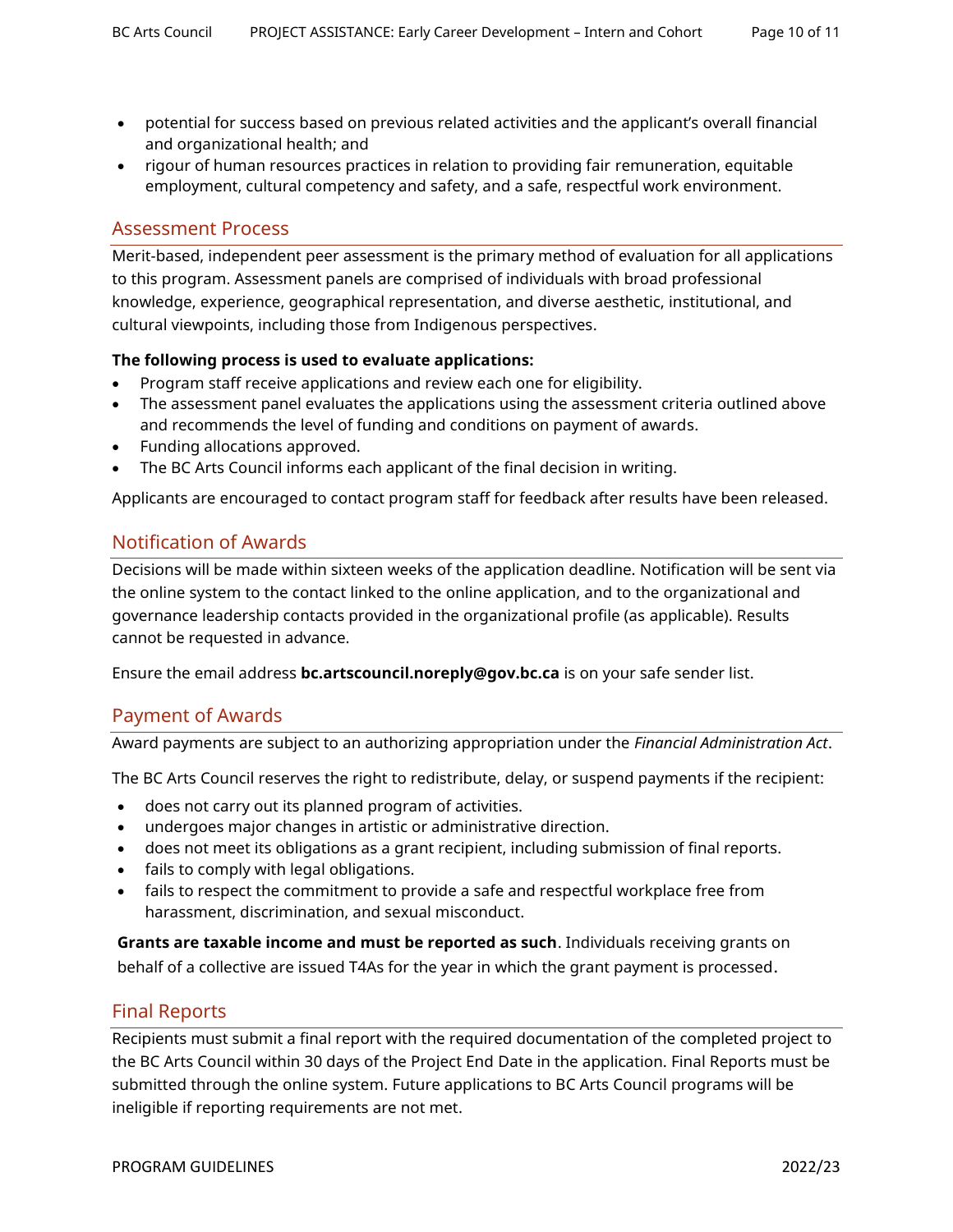- potential for success based on previous related activities and the applicant's overall financial and organizational health; and
- rigour of human resources practices in relation to providing fair remuneration, equitable employment, cultural competency and safety, and a safe, respectful work environment.

## Assessment Process

Merit-based, independent peer assessment is the primary method of evaluation for all applications to this program. Assessment panels are comprised of individuals with broad professional knowledge, experience, geographical representation, and diverse aesthetic, institutional, and cultural viewpoints, including those from Indigenous perspectives.

**The following process is used to evaluate applications:**

- Program staff receive applications and review each one for eligibility.
- The assessment panel evaluates the applications using the assessment criteria outlined above and recommends the level of funding and conditions on payment of awards.
- Funding allocations approved.
- The BC Arts Council informs each applicant of the final decision in writing.

Applicants are encouraged to contact program staff for feedback after results have been released.

## Notification of Awards

Decisions will be made within sixteen weeks of the application deadline. Notification will be sent via the online system to the contact linked to the online application, and to the organizational and governance leadership contacts provided in the organizational profile (as applicable). Results cannot be requested in advance.

Ensure the email address **bc.artscouncil.noreply@gov.bc.ca** is on your safe sender list.

## Payment of Awards

Award payments are subject to an authorizing appropriation under the *Financial Administration Act*.

The BC Arts Council reserves the right to redistribute, delay, or suspend payments if the recipient:

- does not carry out its planned program of activities.
- undergoes major changes in artistic or administrative direction.
- does not meet its obligations as a grant recipient, including submission of final reports.
- fails to comply with legal obligations.
- fails to respect the commitment to provide a safe and respectful workplace free from harassment, discrimination, and sexual misconduct.

**Grants are taxable income and must be reported as such**. Individuals receiving grants on behalf of a collective are issued T4As for the year in which the grant payment is processed.

## Final Reports

Recipients must submit a final report with the required documentation of the completed project to the BC Arts Council within 30 days of the Project End Date in the application. Final Reports must be submitted through the online system. Future applications to BC Arts Council programs will be ineligible if reporting requirements are not met.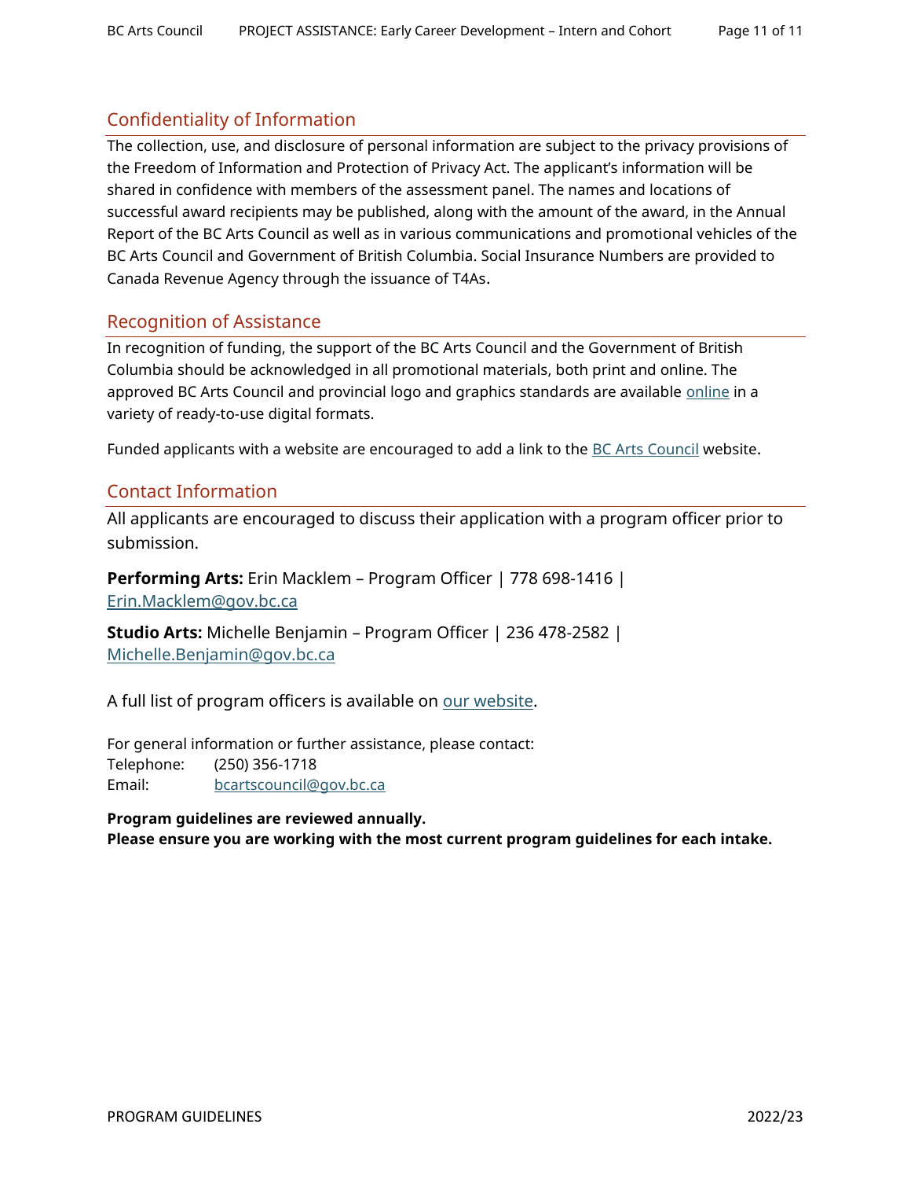## Confidentiality of Information

The collection, use, and disclosure of personal information are subject to the privacy provisions of the Freedom of Information and Protection of Privacy Act. The applicant's information will be shared in confidence with members of the assessment panel. The names and locations of successful award recipients may be published, along with the amount of the award, in the Annual Report of the BC Arts Council as well as in various communications and promotional vehicles of the BC Arts Council and Government of British Columbia. Social Insurance Numbers are provided to Canada Revenue Agency through the issuance of T4As.

## Recognition of Assistance

In recognition of funding, the support of the BC Arts Council and the Government of British Columbia should be acknowledged in all promotional materials, both print and online. The approved BC Arts Council and provincial logo and graphics standards are available online in a variety of ready-to-use digital formats.

Funded applicants with a website are encouraged to add a link to the BC Arts Council website.

## Contact Information

All applicants are encouraged to discuss their application with a program officer prior to submission.

**Performing Arts:** Erin Macklem – Program Officer | 778 698-1416 | Erin.Macklem@gov.bc.ca

**Studio Arts:** Michelle Benjamin – Program Officer | 236 478-2582 | Michelle.Benjamin@gov.bc.ca

A full list of program officers is available on our website.

For general information or further assistance, please contact:
Telephone: (250) 356-1718
Email: bcartscouncil@gov.bc.ca

**Program guidelines are reviewed annually.**
**Please ensure you are working with the most current program guidelines for each intake.**